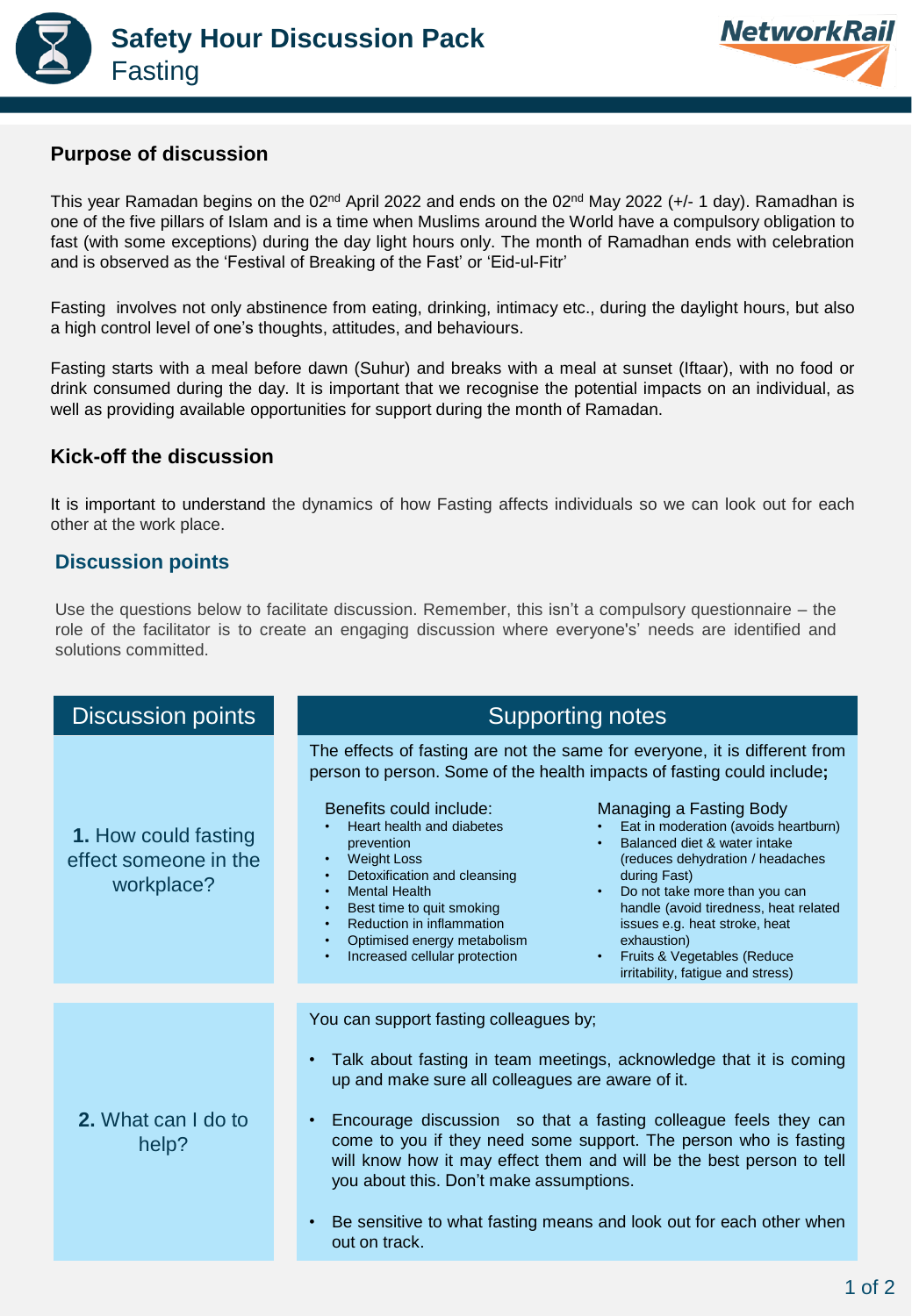# Safety Hour Discussion Pack
## Fasting

NetworkRail

### Purpose of discussion

This year Ramadan begins on the 02nd April 2022 and ends on the 02nd May 2022 (+/- 1 day). Ramadhan is one of the five pillars of Islam and is a time when Muslims around the World have a compulsory obligation to fast (with some exceptions) during the day light hours only. The month of Ramadhan ends with celebration and is observed as the 'Festival of Breaking of the Fast' or 'Eid-ul-Fitr'

Fasting involves not only abstinence from eating, drinking, intimacy etc., during the daylight hours, but also a high control level of one's thoughts, attitudes, and behaviours.

Fasting starts with a meal before dawn (Suhur) and breaks with a meal at sunset (Iftaar), with no food or drink consumed during the day. It is important that we recognise the potential impacts on an individual, as well as providing available opportunities for support during the month of Ramadan.

### Kick-off the discussion

It is important to understand the dynamics of how Fasting affects individuals so we can look out for each other at the work place.

### Discussion points

Use the questions below to facilitate discussion. Remember, this isn't a compulsory questionnaire – the role of the facilitator is to create an engaging discussion where everyone's' needs are identified and solutions committed.

| Discussion points | Supporting notes |
|---|---|
| **1.** How could fasting effect someone in the workplace? | The effects of fasting are not the same for everyone, it is different from person to person. Some of the health impacts of fasting could include**;**<br><br>Benefits could include:<br>• Heart health and diabetes prevention<br>• Weight Loss<br>• Detoxification and cleansing<br>• Mental Health<br>• Best time to quit smoking<br>• Reduction in inflammation<br>• Optimised energy metabolism<br>• Increased cellular protection<br><br>Managing a Fasting Body<br>• Eat in moderation (avoids heartburn)<br>• Balanced diet & water intake (reduces dehydration / headaches during Fast)<br>• Do not take more than you can handle (avoid tiredness, heat related issues e.g. heat stroke, heat exhaustion)<br>• Fruits & Vegetables (Reduce irritability, fatigue and stress) |
| **2.** What can I do to help? | You can support fasting colleagues by;<br><br>• Talk about fasting in team meetings, acknowledge that it is coming up and make sure all colleagues are aware of it.<br>• Encourage discussion so that a fasting colleague feels they can come to you if they need some support. The person who is fasting will know how it may effect them and will be the best person to tell you about this. Don't make assumptions.<br>• Be sensitive to what fasting means and look out for each other when out on track. |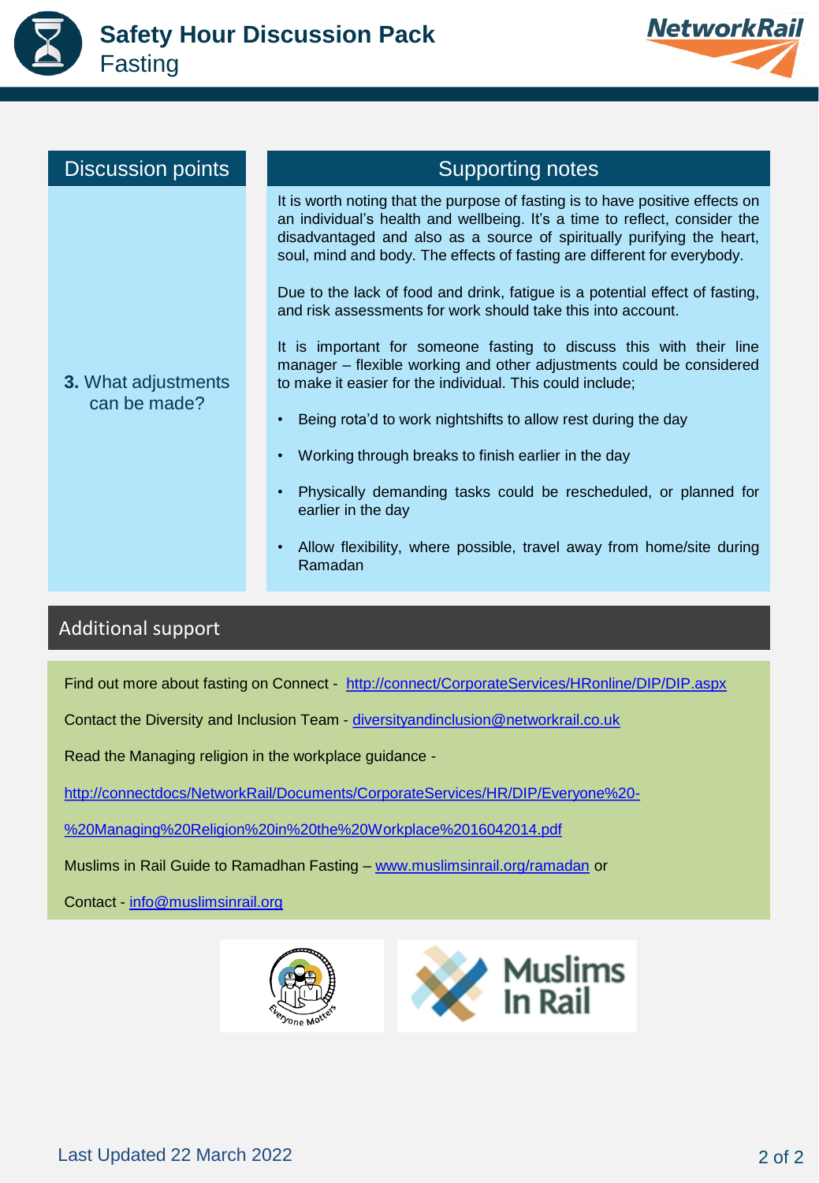# Safety Hour Discussion Pack
## Fasting

| Discussion points | Supporting notes |
|---|---|
| **3.** What adjustments can be made? | It is worth noting that the purpose of fasting is to have positive effects on an individual's health and wellbeing. It's a time to reflect, consider the disadvantaged and also as a source of spiritually purifying the heart, soul, mind and body. The effects of fasting are different for everybody.<br><br>Due to the lack of food and drink, fatigue is a potential effect of fasting, and risk assessments for work should take this into account.<br><br>It is important for someone fasting to discuss this with their line manager – flexible working and other adjustments could be considered to make it easier for the individual. This could include;<br><br>• Being rota'd to work nightshifts to allow rest during the day<br>• Working through breaks to finish earlier in the day<br>• Physically demanding tasks could be rescheduled, or planned for earlier in the day<br>• Allow flexibility, where possible, travel away from home/site during Ramadan |

## Additional support

Find out more about fasting on Connect - http://connect/CorporateServices/HRonline/DIP/DIP.aspx

Contact the Diversity and Inclusion Team - diversityandinclusion@networkrail.co.uk

Read the Managing religion in the workplace guidance -

http://connectdocs/NetworkRail/Documents/CorporateServices/HR/DIP/Everyone%20-%20Managing%20Religion%20in%20the%20Workplace%2016042014.pdf

Muslims in Rail Guide to Ramadhan Fasting – www.muslimsinrail.org/ramadan or

Contact - info@muslimsinrail.org

Last Updated 22 March 2022